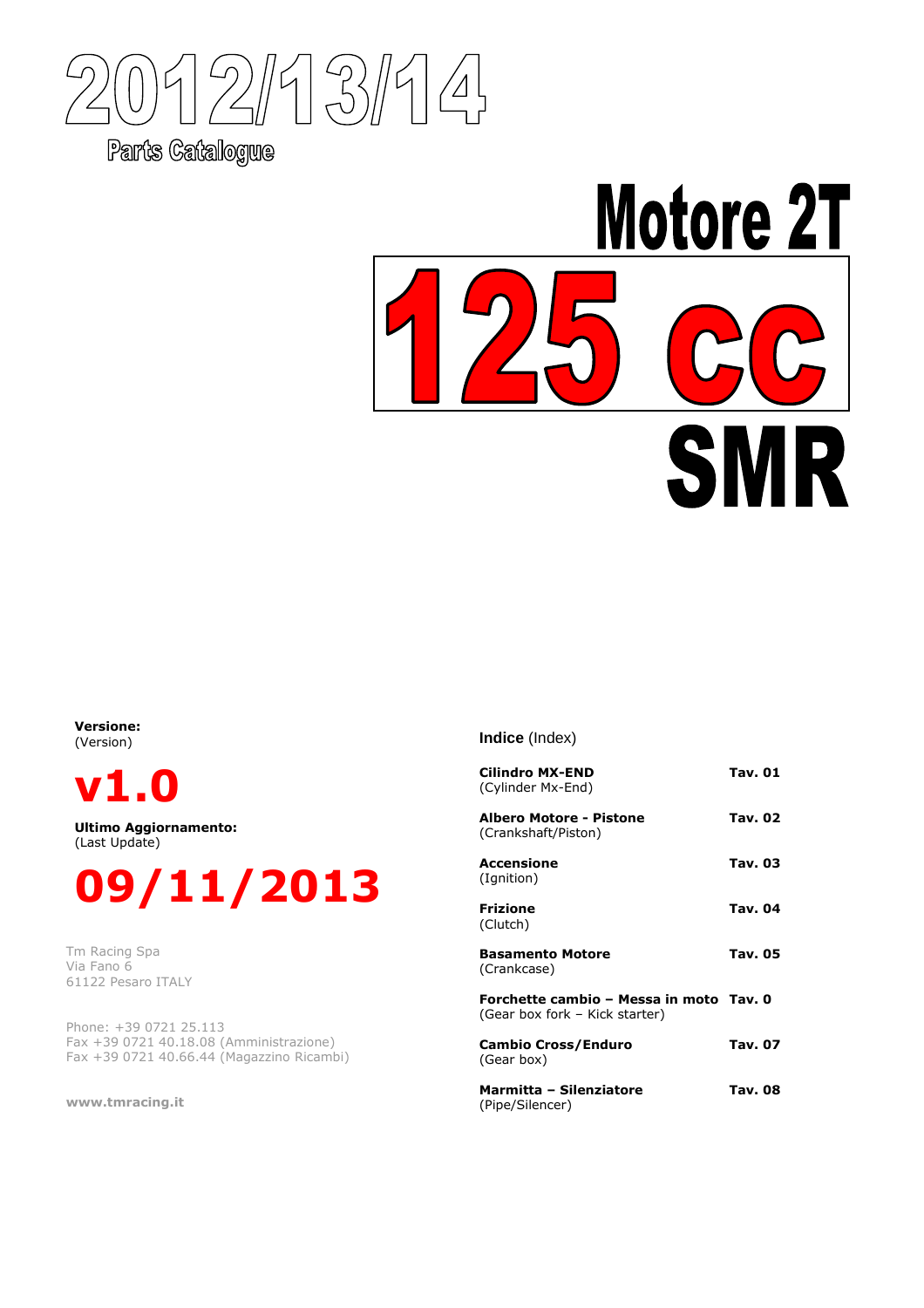# 2012/13/14

**Parts Catalogue**

# Motore 2T

# 125 cc

# SMR

**Versione:**
(Version)

## v1.0

**Ultimo Aggiornamento:**
(Last Update)

## 09/11/2013

Tm Racing Spa
Via Fano 6
61122 Pesaro ITALY

Phone: +39 0721 25.113
Fax +39 0721 40.18.08 (Amministrazione)
Fax +39 0721 40.66.44 (Magazzino Ricambi)

**www.tmracing.it**

**Indice** (Index)

| | |
|---|---|
| **Cilindro MX-END** (Cylinder Mx-End) | **Tav. 01** |
| **Albero Motore - Pistone** (Crankshaft/Piston) | **Tav. 02** |
| **Accensione** (Ignition) | **Tav. 03** |
| **Frizione** (Clutch) | **Tav. 04** |
| **Basamento Motore** (Crankcase) | **Tav. 05** |
| **Forchette cambio – Messa in moto** (Gear box fork – Kick starter) | **Tav. 0** |
| **Cambio Cross/Enduro** (Gear box) | **Tav. 07** |
| **Marmitta – Silenziatore** (Pipe/Silencer) | **Tav. 08** |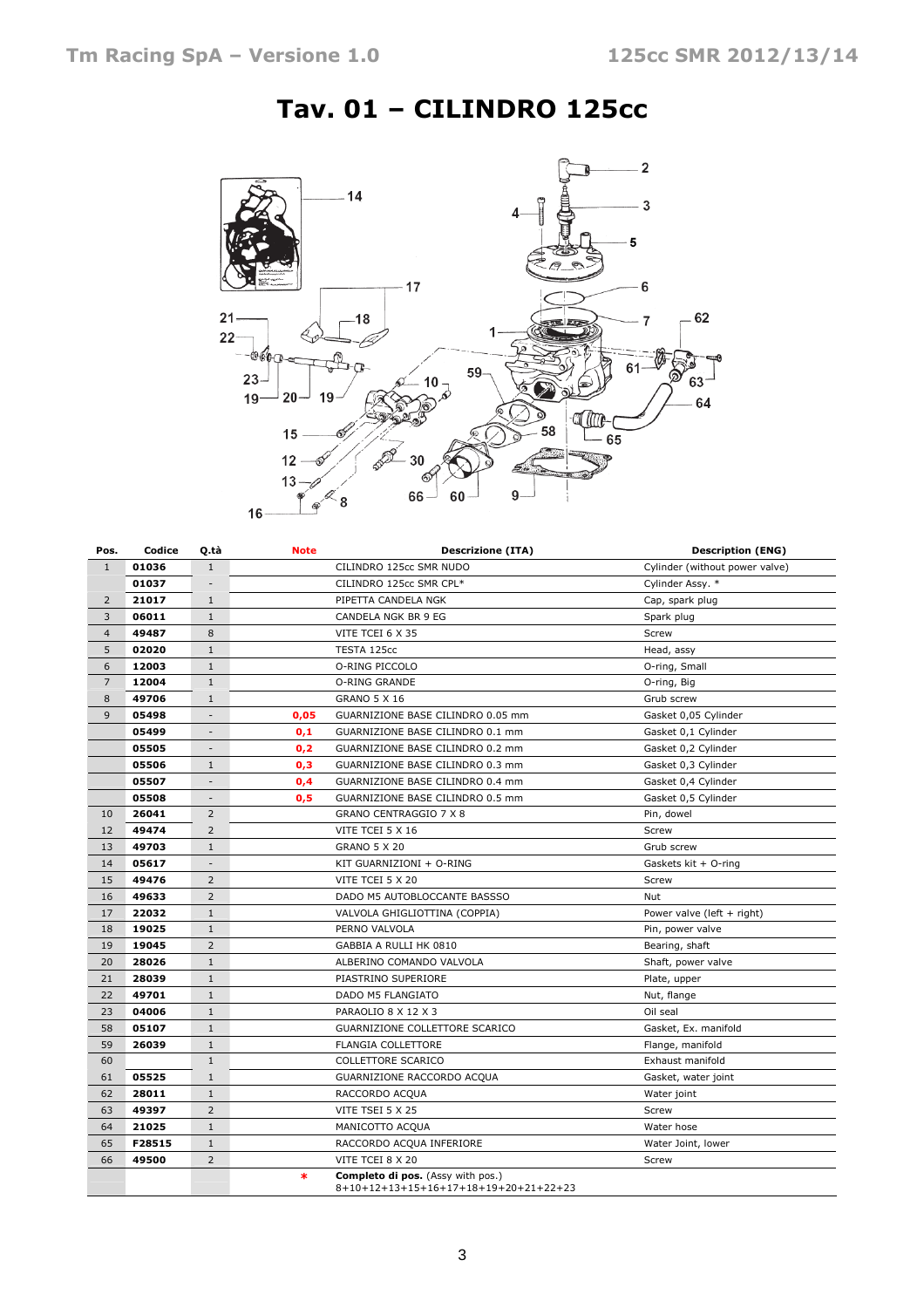# Tav. 01 – CILINDRO 125cc

| Pos. | Codice | Q.tà | Note | Descrizione (ITA) | Description (ENG) |
|---|---|---|---|---|---|
| 1 | **01036** | 1 | | CILINDRO 125cc SMR NUDO | Cylinder (without power valve) |
| | **01037** | - | | CILINDRO 125cc SMR CPL* | Cylinder Assy. * |
| 2 | **21017** | 1 | | PIPETTA CANDELA NGK | Cap, spark plug |
| 3 | **06011** | 1 | | CANDELA NGK BR 9 EG | Spark plug |
| 4 | **49487** | 8 | | VITE TCEI 6 X 35 | Screw |
| 5 | **02020** | 1 | | TESTA 125cc | Head, assy |
| 6 | **12003** | 1 | | O-RING PICCOLO | O-ring, Small |
| 7 | **12004** | 1 | | O-RING GRANDE | O-ring, Big |
| 8 | **49706** | 1 | | GRANO 5 X 16 | Grub screw |
| 9 | **05498** | - | **0,05** | GUARNIZIONE BASE CILINDRO 0.05 mm | Gasket 0,05 Cylinder |
| | **05499** | - | **0,1** | GUARNIZIONE BASE CILINDRO 0.1 mm | Gasket 0,1 Cylinder |
| | **05505** | - | **0,2** | GUARNIZIONE BASE CILINDRO 0.2 mm | Gasket 0,2 Cylinder |
| | **05506** | 1 | **0,3** | GUARNIZIONE BASE CILINDRO 0.3 mm | Gasket 0,3 Cylinder |
| | **05507** | - | **0,4** | GUARNIZIONE BASE CILINDRO 0.4 mm | Gasket 0,4 Cylinder |
| | **05508** | - | **0,5** | GUARNIZIONE BASE CILINDRO 0.5 mm | Gasket 0,5 Cylinder |
| 10 | **26041** | 2 | | GRANO CENTRAGGIO 7 X 8 | Pin, dowel |
| 12 | **49474** | 2 | | VITE TCEI 5 X 16 | Screw |
| 13 | **49703** | 1 | | GRANO 5 X 20 | Grub screw |
| 14 | **05617** | - | | KIT GUARNIZIONI + O-RING | Gaskets kit + O-ring |
| 15 | **49476** | 2 | | VITE TCEI 5 X 20 | Screw |
| 16 | **49633** | 2 | | DADO M5 AUTOBLOCCANTE BASSSO | Nut |
| 17 | **22032** | 1 | | VALVOLA GHIGLIOTTINA (COPPIA) | Power valve (left + right) |
| 18 | **19025** | 1 | | PERNO VALVOLA | Pin, power valve |
| 19 | **19045** | 2 | | GABBIA A RULLI HK 0810 | Bearing, shaft |
| 20 | **28026** | 1 | | ALBERINO COMANDO VALVOLA | Shaft, power valve |
| 21 | **28039** | 1 | | PIASTRINO SUPERIORE | Plate, upper |
| 22 | **49701** | 1 | | DADO M5 FLANGIATO | Nut, flange |
| 23 | **04006** | 1 | | PARAOLIO 8 X 12 X 3 | Oil seal |
| 58 | **05107** | 1 | | GUARNIZIONE COLLETTORE SCARICO | Gasket, Ex. manifold |
| 59 | **26039** | 1 | | FLANGIA COLLETTORE | Flange, manifold |
| 60 | | 1 | | COLLETTORE SCARICO | Exhaust manifold |
| 61 | **05525** | 1 | | GUARNIZIONE RACCORDO ACQUA | Gasket, water joint |
| 62 | **28011** | 1 | | RACCORDO ACQUA | Water joint |
| 63 | **49397** | 2 | | VITE TSEI 5 X 25 | Screw |
| 64 | **21025** | 1 | | MANICOTTO ACQUA | Water hose |
| 65 | **F28515** | 1 | | RACCORDO ACQUA INFERIORE | Water Joint, lower |
| 66 | **49500** | 2 | | VITE TCEI 8 X 20 | Screw |
| | | | * | **Completo di pos.** (Assy with pos.) 8+10+12+13+15+16+17+18+19+20+21+22+23 | |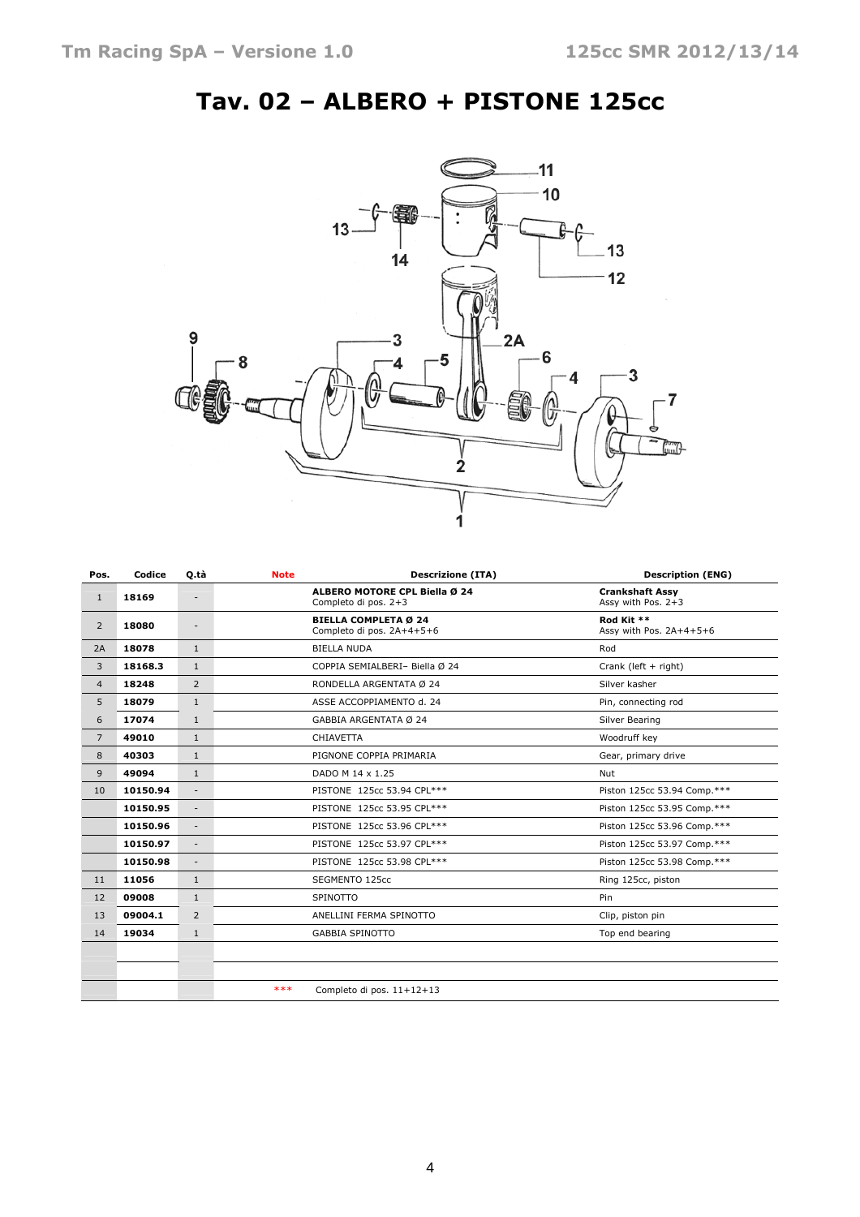# Tav. 02 – ALBERO + PISTONE 125cc

| Pos. | Codice | Q.tà | Note | Descrizione (ITA) | Description (ENG) |
|---|---|---|---|---|---|
| 1 | **18169** | - | | **ALBERO MOTORE CPL Biella Ø 24** Completo di pos. 2+3 | **Crankshaft Assy** Assy with Pos. 2+3 |
| 2 | **18080** | - | | **BIELLA COMPLETA Ø 24** Completo di pos. 2A+4+5+6 | **Rod Kit \*\*** Assy with Pos. 2A+4+5+6 |
| 2A | **18078** | 1 | | BIELLA NUDA | Rod |
| 3 | **18168.3** | 1 | | COPPIA SEMIALBERI– Biella Ø 24 | Crank (left + right) |
| 4 | **18248** | 2 | | RONDELLA ARGENTATA Ø 24 | Silver kasher |
| 5 | **18079** | 1 | | ASSE ACCOPPIAMENTO d. 24 | Pin, connecting rod |
| 6 | **17074** | 1 | | GABBIA ARGENTATA Ø 24 | Silver Bearing |
| 7 | **49010** | 1 | | CHIAVETTA | Woodruff key |
| 8 | **40303** | 1 | | PIGNONE COPPIA PRIMARIA | Gear, primary drive |
| 9 | **49094** | 1 | | DADO M 14 x 1.25 | Nut |
| 10 | **10150.94** | - | | PISTONE 125cc 53.94 CPL*** | Piston 125cc 53.94 Comp.*** |
| | **10150.95** | - | | PISTONE 125cc 53.95 CPL*** | Piston 125cc 53.95 Comp.*** |
| | **10150.96** | - | | PISTONE 125cc 53.96 CPL*** | Piston 125cc 53.96 Comp.*** |
| | **10150.97** | - | | PISTONE 125cc 53.97 CPL*** | Piston 125cc 53.97 Comp.*** |
| | **10150.98** | - | | PISTONE 125cc 53.98 CPL*** | Piston 125cc 53.98 Comp.*** |
| 11 | **11056** | 1 | | SEGMENTO 125cc | Ring 125cc, piston |
| 12 | **09008** | 1 | | SPINOTTO | Pin |
| 13 | **09004.1** | 2 | | ANELLINI FERMA SPINOTTO | Clip, piston pin |
| 14 | **19034** | 1 | | GABBIA SPINOTTO | Top end bearing |
| | | | | | |
| | | | | | |
| | | | *** | Completo di pos. 11+12+13 | |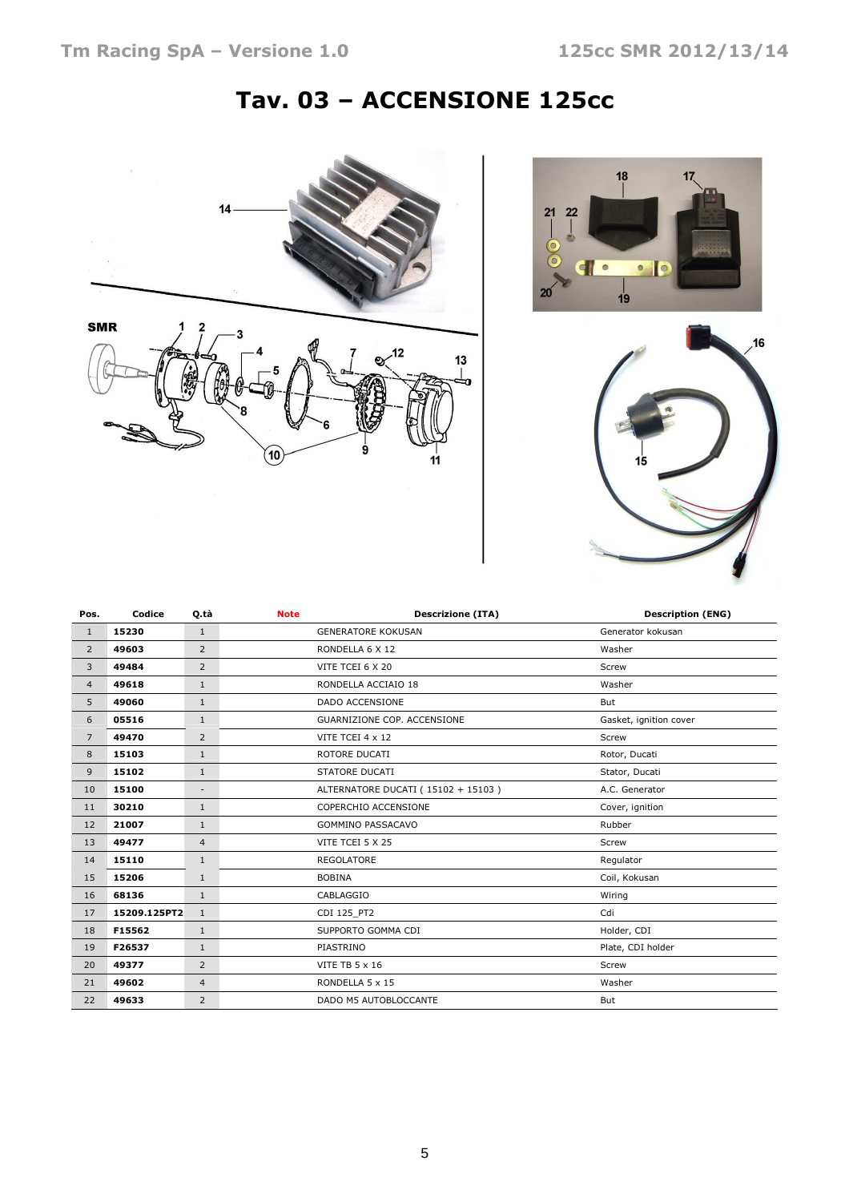# Tav. 03 – ACCENSIONE 125cc

| Pos. | Codice | Q.tà | Note | Descrizione (ITA) | Description (ENG) |
|---|---|---|---|---|---|
| 1 | **15230** | 1 | | GENERATORE KOKUSAN | Generator kokusan |
| 2 | **49603** | 2 | | RONDELLA 6 X 12 | Washer |
| 3 | **49484** | 2 | | VITE TCEI 6 X 20 | Screw |
| 4 | **49618** | 1 | | RONDELLA ACCIAIO 18 | Washer |
| 5 | **49060** | 1 | | DADO ACCENSIONE | But |
| 6 | **05516** | 1 | | GUARNIZIONE COP. ACCENSIONE | Gasket, ignition cover |
| 7 | **49470** | 2 | | VITE TCEI 4 x 12 | Screw |
| 8 | **15103** | 1 | | ROTORE DUCATI | Rotor, Ducati |
| 9 | **15102** | 1 | | STATORE DUCATI | Stator, Ducati |
| 10 | **15100** | - | | ALTERNATORE DUCATI ( 15102 + 15103 ) | A.C. Generator |
| 11 | **30210** | 1 | | COPERCHIO ACCENSIONE | Cover, ignition |
| 12 | **21007** | 1 | | GOMMINO PASSACAVO | Rubber |
| 13 | **49477** | 4 | | VITE TCEI 5 X 25 | Screw |
| 14 | **15110** | 1 | | REGOLATORE | Regulator |
| 15 | **15206** | 1 | | BOBINA | Coil, Kokusan |
| 16 | **68136** | 1 | | CABLAGGIO | Wiring |
| 17 | **15209.125PT2** | 1 | | CDI 125_PT2 | Cdi |
| 18 | **F15562** | 1 | | SUPPORTO GOMMA CDI | Holder, CDI |
| 19 | **F26537** | 1 | | PIASTRINO | Plate, CDI holder |
| 20 | **49377** | 2 | | VITE TB 5 x 16 | Screw |
| 21 | **49602** | 4 | | RONDELLA 5 x 15 | Washer |
| 22 | **49633** | 2 | | DADO M5 AUTOBLOCCANTE | But |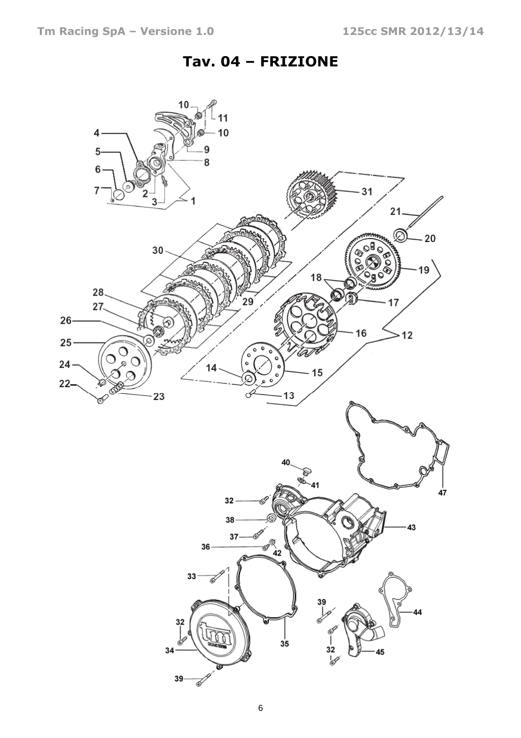# Tav. 04 – FRIZIONE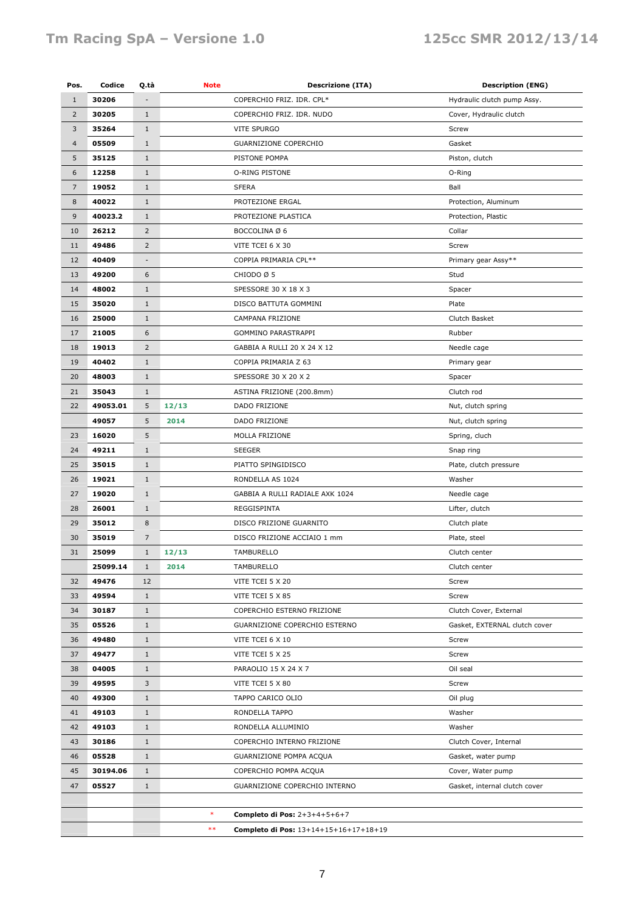| Pos. | Codice | Q.tà | Note | Descrizione (ITA) | Description (ENG) |
|---|---|---|---|---|---|
| 1 | **30206** | - | | COPERCHIO FRIZ. IDR. CPL* | Hydraulic clutch pump Assy. |
| 2 | **30205** | 1 | | COPERCHIO FRIZ. IDR. NUDO | Cover, Hydraulic clutch |
| 3 | **35264** | 1 | | VITE SPURGO | Screw |
| 4 | **05509** | 1 | | GUARNIZIONE COPERCHIO | Gasket |
| 5 | **35125** | 1 | | PISTONE POMPA | Piston, clutch |
| 6 | **12258** | 1 | | O-RING PISTONE | O-Ring |
| 7 | **19052** | 1 | | SFERA | Ball |
| 8 | **40022** | 1 | | PROTEZIONE ERGAL | Protection, Aluminum |
| 9 | **40023.2** | 1 | | PROTEZIONE PLASTICA | Protection, Plastic |
| 10 | **26212** | 2 | | BOCCOLINA Ø 6 | Collar |
| 11 | **49486** | 2 | | VITE TCEI 6 X 30 | Screw |
| 12 | **40409** | - | | COPPIA PRIMARIA CPL** | Primary gear Assy** |
| 13 | **49200** | 6 | | CHIODO Ø 5 | Stud |
| 14 | **48002** | 1 | | SPESSORE 30 X 18 X 3 | Spacer |
| 15 | **35020** | 1 | | DISCO BATTUTA GOMMINI | Plate |
| 16 | **25000** | 1 | | CAMPANA FRIZIONE | Clutch Basket |
| 17 | **21005** | 6 | | GOMMINO PARASTRAPPI | Rubber |
| 18 | **19013** | 2 | | GABBIA A RULLI 20 X 24 X 12 | Needle cage |
| 19 | **40402** | 1 | | COPPIA PRIMARIA Z 63 | Primary gear |
| 20 | **48003** | 1 | | SPESSORE 30 X 20 X 2 | Spacer |
| 21 | **35043** | 1 | | ASTINA FRIZIONE (200.8mm) | Clutch rod |
| 22 | **49053.01** | 5 | **12/13** | DADO FRIZIONE | Nut, clutch spring |
| | **49057** | 5 | **2014** | DADO FRIZIONE | Nut, clutch spring |
| 23 | **16020** | 5 | | MOLLA FRIZIONE | Spring, cluch |
| 24 | **49211** | 1 | | SEEGER | Snap ring |
| 25 | **35015** | 1 | | PIATTO SPINGIDISCO | Plate, clutch pressure |
| 26 | **19021** | 1 | | RONDELLA AS 1024 | Washer |
| 27 | **19020** | 1 | | GABBIA A RULLI RADIALE AXK 1024 | Needle cage |
| 28 | **26001** | 1 | | REGGISPINTA | Lifter, clutch |
| 29 | **35012** | 8 | | DISCO FRIZIONE GUARNITO | Clutch plate |
| 30 | **35019** | 7 | | DISCO FRIZIONE ACCIAIO 1 mm | Plate, steel |
| 31 | **25099** | 1 | **12/13** | TAMBURELLO | Clutch center |
| | **25099.14** | 1 | **2014** | TAMBURELLO | Clutch center |
| 32 | **49476** | 12 | | VITE TCEI 5 X 20 | Screw |
| 33 | **49594** | 1 | | VITE TCEI 5 X 85 | Screw |
| 34 | **30187** | 1 | | COPERCHIO ESTERNO FRIZIONE | Clutch Cover, External |
| 35 | **05526** | 1 | | GUARNIZIONE COPERCHIO ESTERNO | Gasket, EXTERNAL clutch cover |
| 36 | **49480** | 1 | | VITE TCEI 6 X 10 | Screw |
| 37 | **49477** | 1 | | VITE TCEI 5 X 25 | Screw |
| 38 | **04005** | 1 | | PARAOLIO 15 X 24 X 7 | Oil seal |
| 39 | **49595** | 3 | | VITE TCEI 5 X 80 | Screw |
| 40 | **49300** | 1 | | TAPPO CARICO OLIO | Oil plug |
| 41 | **49103** | 1 | | RONDELLA TAPPO | Washer |
| 42 | **49103** | 1 | | RONDELLA ALLUMINIO | Washer |
| 43 | **30186** | 1 | | COPERCHIO INTERNO FRIZIONE | Clutch Cover, Internal |
| 46 | **05528** | 1 | | GUARNIZIONE POMPA ACQUA | Gasket, water pump |
| 45 | **30194.06** | 1 | | COPERCHIO POMPA ACQUA | Cover, Water pump |
| 47 | **05527** | 1 | | GUARNIZIONE COPERCHIO INTERNO | Gasket, internal clutch cover |
| | | | | | |
| | | | * | **Completo di Pos:** 2+3+4+5+6+7 | |
| | | | ** | **Completo di Pos:** 13+14+15+16+17+18+19 | |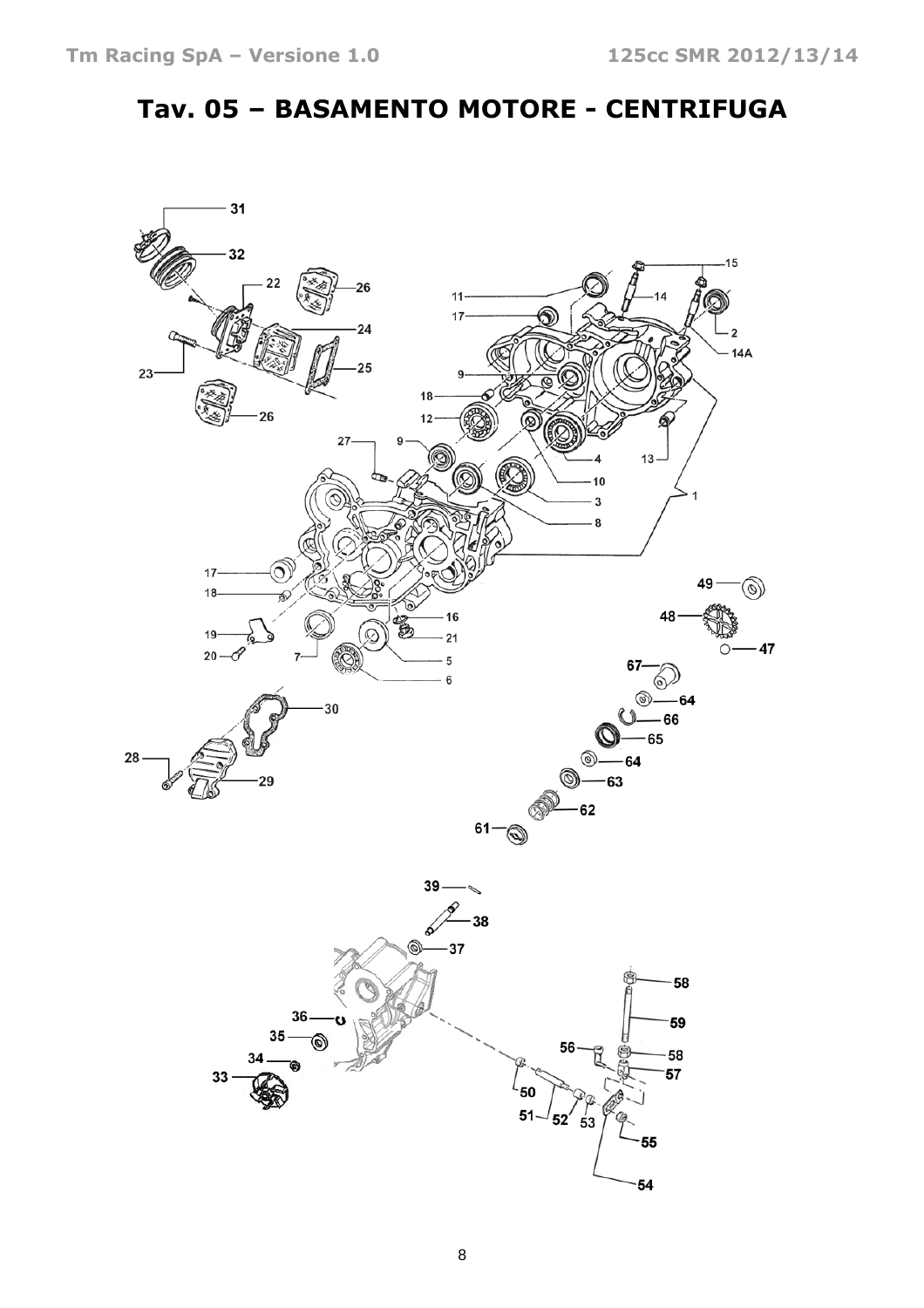# Tav. 05 – BASAMENTO MOTORE - CENTRIFUGA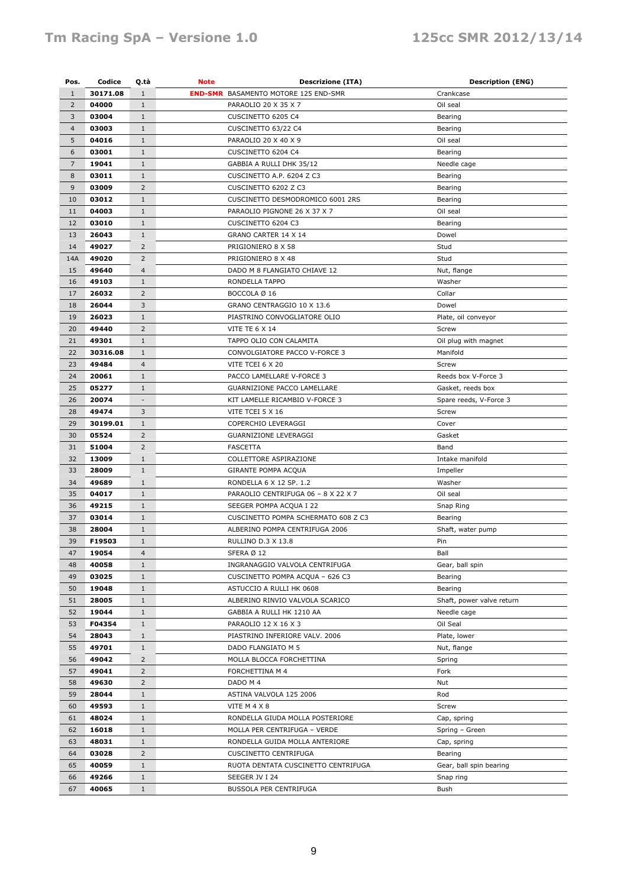| Pos. | Codice | Q.tà | Note | Descrizione (ITA) | Description (ENG) |
|---|---|---|---|---|---|
| 1 | **30171.08** | 1 | **END-SMR** | BASAMENTO MOTORE 125 END-SMR | Crankcase |
| 2 | **04000** | 1 | | PARAOLIO 20 X 35 X 7 | Oil seal |
| 3 | **03004** | 1 | | CUSCINETTO 6205 C4 | Bearing |
| 4 | **03003** | 1 | | CUSCINETTO 63/22 C4 | Bearing |
| 5 | **04016** | 1 | | PARAOLIO 20 X 40 X 9 | Oil seal |
| 6 | **03001** | 1 | | CUSCINETTO 6204 C4 | Bearing |
| 7 | **19041** | 1 | | GABBIA A RULLI DHK 35/12 | Needle cage |
| 8 | **03011** | 1 | | CUSCINETTO A.P. 6204 Z C3 | Bearing |
| 9 | **03009** | 2 | | CUSCINETTO 6202 Z C3 | Bearing |
| 10 | **03012** | 1 | | CUSCINETTO DESMODROMICO 6001 2RS | Bearing |
| 11 | **04003** | 1 | | PARAOLIO PIGNONE 26 X 37 X 7 | Oil seal |
| 12 | **03010** | 1 | | CUSCINETTO 6204 C3 | Bearing |
| 13 | **26043** | 1 | | GRANO CARTER 14 X 14 | Dowel |
| 14 | **49027** | 2 | | PRIGIONIERO 8 X 58 | Stud |
| 14A | **49020** | 2 | | PRIGIONIERO 8 X 48 | Stud |
| 15 | **49640** | 4 | | DADO M 8 FLANGIATO CHIAVE 12 | Nut, flange |
| 16 | **49103** | 1 | | RONDELLA TAPPO | Washer |
| 17 | **26032** | 2 | | BOCCOLA Ø 16 | Collar |
| 18 | **26044** | 3 | | GRANO CENTRAGGIO 10 X 13.6 | Dowel |
| 19 | **26023** | 1 | | PIASTRINO CONVOGLIATORE OLIO | Plate, oil conveyor |
| 20 | **49440** | 2 | | VITE TE 6 X 14 | Screw |
| 21 | **49301** | 1 | | TAPPO OLIO CON CALAMITA | Oil plug with magnet |
| 22 | **30316.08** | 1 | | CONVOLGIATORE PACCO V-FORCE 3 | Manifold |
| 23 | **49484** | 4 | | VITE TCEI 6 X 20 | Screw |
| 24 | **20061** | 1 | | PACCO LAMELLARE V-FORCE 3 | Reeds box V-Force 3 |
| 25 | **05277** | 1 | | GUARNIZIONE PACCO LAMELLARE | Gasket, reeds box |
| 26 | **20074** | - | | KIT LAMELLE RICAMBIO V-FORCE 3 | Spare reeds, V-Force 3 |
| 28 | **49474** | 3 | | VITE TCEI 5 X 16 | Screw |
| 29 | **30199.01** | 1 | | COPERCHIO LEVERAGGI | Cover |
| 30 | **05524** | 2 | | GUARNIZIONE LEVERAGGI | Gasket |
| 31 | **51004** | 2 | | FASCETTA | Band |
| 32 | **13009** | 1 | | COLLETTORE ASPIRAZIONE | Intake manifold |
| 33 | **28009** | 1 | | GIRANTE POMPA ACQUA | Impeller |
| 34 | **49689** | 1 | | RONDELLA 6 X 12 SP. 1.2 | Washer |
| 35 | **04017** | 1 | | PARAOLIO CENTRIFUGA 06 – 8 X 22 X 7 | Oil seal |
| 36 | **49215** | 1 | | SEEGER POMPA ACQUA I 22 | Snap Ring |
| 37 | **03014** | 1 | | CUSCINETTO POMPA SCHERMATO 608 Z C3 | Bearing |
| 38 | **28004** | 1 | | ALBERINO POMPA CENTRIFUGA 2006 | Shaft, water pump |
| 39 | **F19503** | 1 | | RULLINO D.3 X 13.8 | Pin |
| 47 | **19054** | 4 | | SFERA Ø 12 | Ball |
| 48 | **40058** | 1 | | INGRANAGGIO VALVOLA CENTRIFUGA | Gear, ball spin |
| 49 | **03025** | 1 | | CUSCINETTO POMPA ACQUA – 626 C3 | Bearing |
| 50 | **19048** | 1 | | ASTUCCIO A RULLI HK 0608 | Bearing |
| 51 | **28005** | 1 | | ALBERINO RINVIO VALVOLA SCARICO | Shaft, power valve return |
| 52 | **19044** | 1 | | GABBIA A RULLI HK 1210 AA | Needle cage |
| 53 | **F04354** | 1 | | PARAOLIO 12 X 16 X 3 | Oil Seal |
| 54 | **28043** | 1 | | PIASTRINO INFERIORE VALV. 2006 | Plate, lower |
| 55 | **49701** | 1 | | DADO FLANGIATO M 5 | Nut, flange |
| 56 | **49042** | 2 | | MOLLA BLOCCA FORCHETTINA | Spring |
| 57 | **49041** | 2 | | FORCHETTINA M 4 | Fork |
| 58 | **49630** | 2 | | DADO M 4 | Nut |
| 59 | **28044** | 1 | | ASTINA VALVOLA 125 2006 | Rod |
| 60 | **49593** | 1 | | VITE M 4 X 8 | Screw |
| 61 | **48024** | 1 | | RONDELLA GIUDA MOLLA POSTERIORE | Cap, spring |
| 62 | **16018** | 1 | | MOLLA PER CENTRIFUGA – VERDE | Spring – Green |
| 63 | **48031** | 1 | | RONDELLA GUIDA MOLLA ANTERIORE | Cap, spring |
| 64 | **03028** | 2 | | CUSCINETTO CENTRIFUGA | Bearing |
| 65 | **40059** | 1 | | RUOTA DENTATA CUSCINETTO CENTRIFUGA | Gear, ball spin bearing |
| 66 | **49266** | 1 | | SEEGER JV I 24 | Snap ring |
| 67 | **40065** | 1 | | BUSSOLA PER CENTRIFUGA | Bush |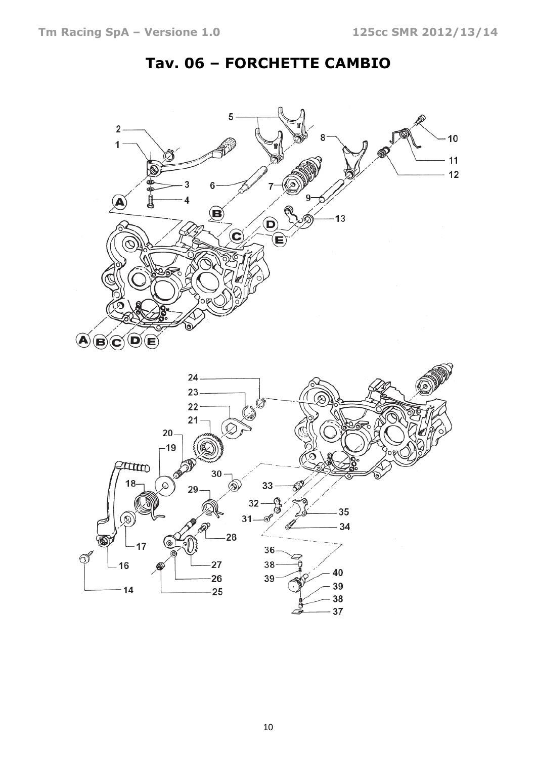# Tav. 06 – FORCHETTE CAMBIO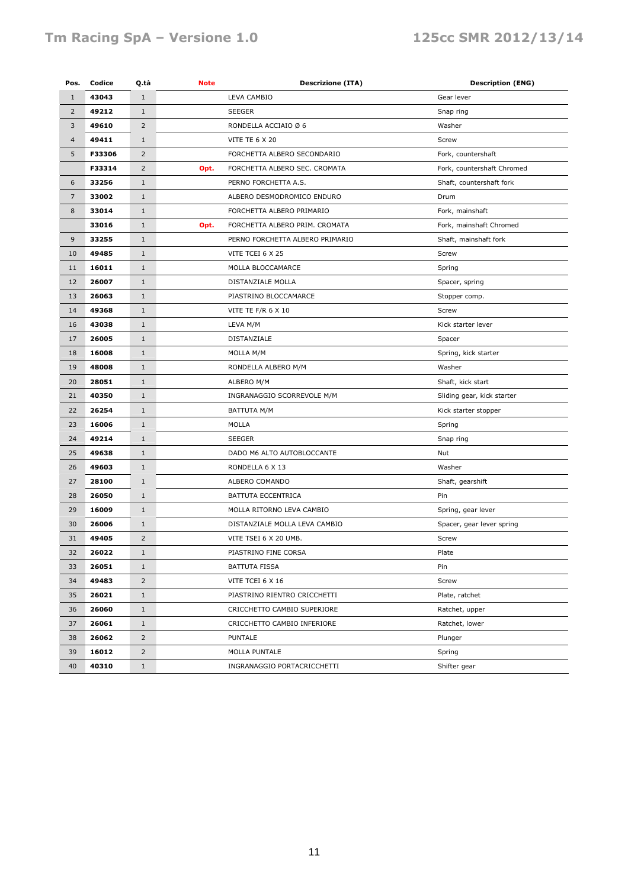| Pos. | Codice | Q.tà | Note | Descrizione (ITA) | Description (ENG) |
|---|---|---|---|---|---|
| 1 | **43043** | 1 | | LEVA CAMBIO | Gear lever |
| 2 | **49212** | 1 | | SEEGER | Snap ring |
| 3 | **49610** | 2 | | RONDELLA ACCIAIO Ø 6 | Washer |
| 4 | **49411** | 1 | | VITE TE 6 X 20 | Screw |
| 5 | **F33306** | 2 | | FORCHETTA ALBERO SECONDARIO | Fork, countershaft |
| | **F33314** | 2 | **Opt.** | FORCHETTA ALBERO SEC. CROMATA | Fork, countershaft Chromed |
| 6 | **33256** | 1 | | PERNO FORCHETTA A.S. | Shaft, countershaft fork |
| 7 | **33002** | 1 | | ALBERO DESMODROMICO ENDURO | Drum |
| 8 | **33014** | 1 | | FORCHETTA ALBERO PRIMARIO | Fork, mainshaft |
| | **33016** | 1 | **Opt.** | FORCHETTA ALBERO PRIM. CROMATA | Fork, mainshaft Chromed |
| 9 | **33255** | 1 | | PERNO FORCHETTA ALBERO PRIMARIO | Shaft, mainshaft fork |
| 10 | **49485** | 1 | | VITE TCEI 6 X 25 | Screw |
| 11 | **16011** | 1 | | MOLLA BLOCCAMARCE | Spring |
| 12 | **26007** | 1 | | DISTANZIALE MOLLA | Spacer, spring |
| 13 | **26063** | 1 | | PIASTRINO BLOCCAMARCE | Stopper comp. |
| 14 | **49368** | 1 | | VITE TE F/R 6 X 10 | Screw |
| 16 | **43038** | 1 | | LEVA M/M | Kick starter lever |
| 17 | **26005** | 1 | | DISTANZIALE | Spacer |
| 18 | **16008** | 1 | | MOLLA M/M | Spring, kick starter |
| 19 | **48008** | 1 | | RONDELLA ALBERO M/M | Washer |
| 20 | **28051** | 1 | | ALBERO M/M | Shaft, kick start |
| 21 | **40350** | 1 | | INGRANAGGIO SCORREVOLE M/M | Sliding gear, kick starter |
| 22 | **26254** | 1 | | BATTUTA M/M | Kick starter stopper |
| 23 | **16006** | 1 | | MOLLA | Spring |
| 24 | **49214** | 1 | | SEEGER | Snap ring |
| 25 | **49638** | 1 | | DADO M6 ALTO AUTOBLOCCANTE | Nut |
| 26 | **49603** | 1 | | RONDELLA 6 X 13 | Washer |
| 27 | **28100** | 1 | | ALBERO COMANDO | Shaft, gearshift |
| 28 | **26050** | 1 | | BATTUTA ECCENTRICA | Pin |
| 29 | **16009** | 1 | | MOLLA RITORNO LEVA CAMBIO | Spring, gear lever |
| 30 | **26006** | 1 | | DISTANZIALE MOLLA LEVA CAMBIO | Spacer, gear lever spring |
| 31 | **49405** | 2 | | VITE TSEI 6 X 20 UMB. | Screw |
| 32 | **26022** | 1 | | PIASTRINO FINE CORSA | Plate |
| 33 | **26051** | 1 | | BATTUTA FISSA | Pin |
| 34 | **49483** | 2 | | VITE TCEI 6 X 16 | Screw |
| 35 | **26021** | 1 | | PIASTRINO RIENTRO CRICCHETTI | Plate, ratchet |
| 36 | **26060** | 1 | | CRICCHETTO CAMBIO SUPERIORE | Ratchet, upper |
| 37 | **26061** | 1 | | CRICCHETTO CAMBIO INFERIORE | Ratchet, lower |
| 38 | **26062** | 2 | | PUNTALE | Plunger |
| 39 | **16012** | 2 | | MOLLA PUNTALE | Spring |
| 40 | **40310** | 1 | | INGRANAGGIO PORTACRICCHETTI | Shifter gear |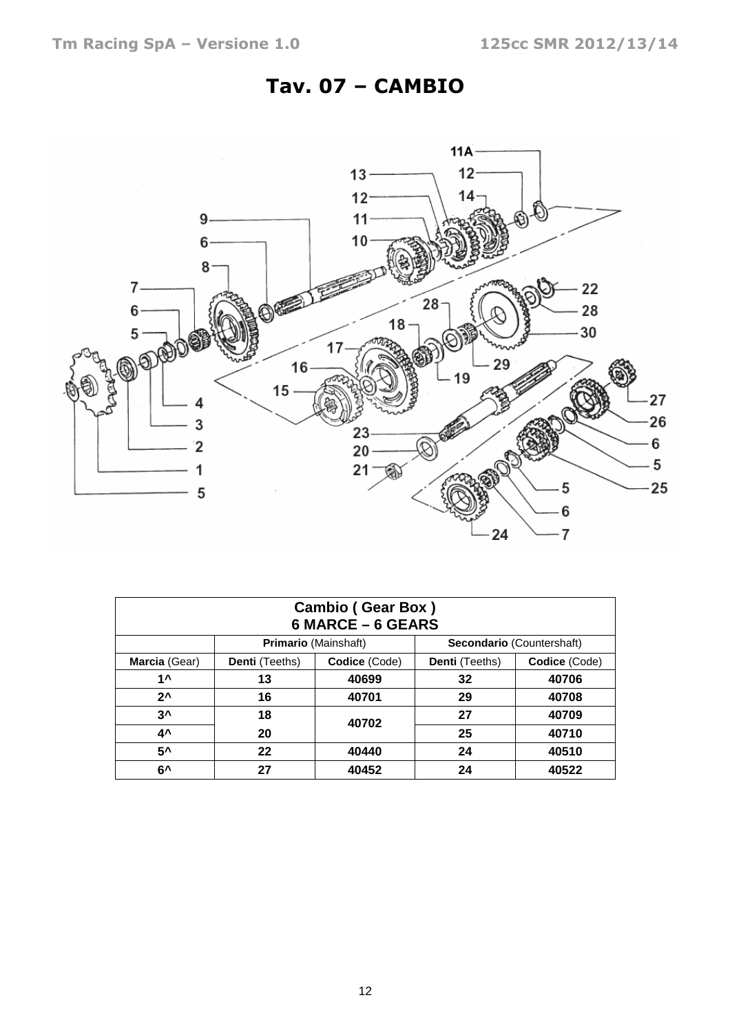# Tav. 07 – CAMBIO

| Cambio ( Gear Box ) 6 MARCE – 6 GEARS | | | | |
|---|---|---|---|---|
| | **Primario** (Mainshaft) | | **Secondario** (Countershaft) | |
| **Marcia** (Gear) | **Denti** (Teeths) | **Codice** (Code) | **Denti** (Teeths) | **Codice** (Code) |
| **1^** | **13** | **40699** | **32** | **40706** |
| **2^** | **16** | **40701** | **29** | **40708** |
| **3^** | **18** | **40702** | **27** | **40709** |
| **4^** | **20** | | **25** | **40710** |
| **5^** | **22** | **40440** | **24** | **40510** |
| **6^** | **27** | **40452** | **24** | **40522** |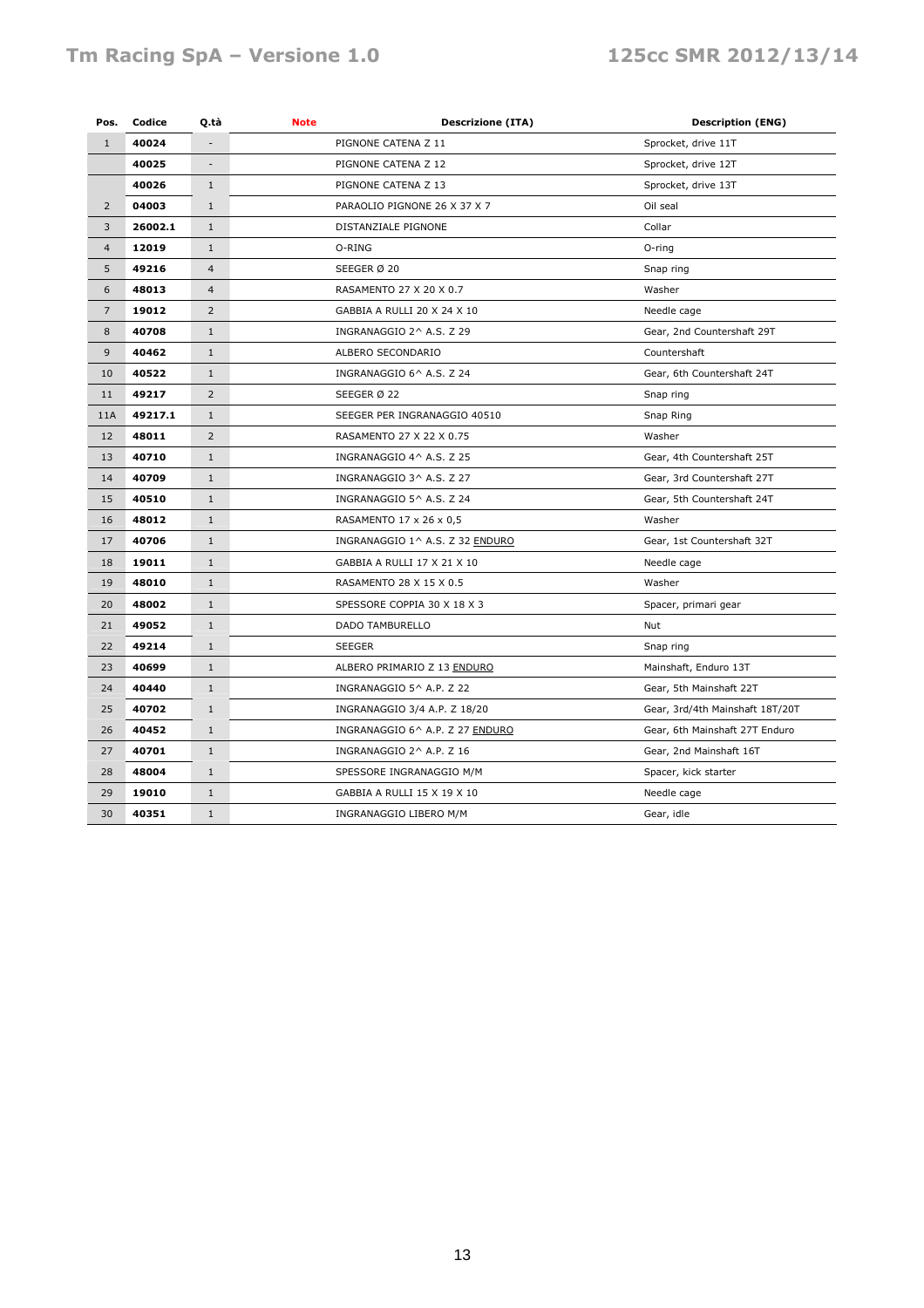| Pos. | Codice | Q.tà | Note | Descrizione (ITA) | Description (ENG) |
|---|---|---|---|---|---|
| 1 | **40024** | - | | PIGNONE CATENA Z 11 | Sprocket, drive 11T |
| | **40025** | - | | PIGNONE CATENA Z 12 | Sprocket, drive 12T |
| | **40026** | 1 | | PIGNONE CATENA Z 13 | Sprocket, drive 13T |
| 2 | **04003** | 1 | | PARAOLIO PIGNONE 26 X 37 X 7 | Oil seal |
| 3 | **26002.1** | 1 | | DISTANZIALE PIGNONE | Collar |
| 4 | **12019** | 1 | | O-RING | O-ring |
| 5 | **49216** | 4 | | SEEGER Ø 20 | Snap ring |
| 6 | **48013** | 4 | | RASAMENTO 27 X 20 X 0.7 | Washer |
| 7 | **19012** | 2 | | GABBIA A RULLI 20 X 24 X 10 | Needle cage |
| 8 | **40708** | 1 | | INGRANAGGIO 2^ A.S. Z 29 | Gear, 2nd Countershaft 29T |
| 9 | **40462** | 1 | | ALBERO SECONDARIO | Countershaft |
| 10 | **40522** | 1 | | INGRANAGGIO 6^ A.S. Z 24 | Gear, 6th Countershaft 24T |
| 11 | **49217** | 2 | | SEEGER Ø 22 | Snap ring |
| 11A | **49217.1** | 1 | | SEEGER PER INGRANAGGIO 40510 | Snap Ring |
| 12 | **48011** | 2 | | RASAMENTO 27 X 22 X 0.75 | Washer |
| 13 | **40710** | 1 | | INGRANAGGIO 4^ A.S. Z 25 | Gear, 4th Countershaft 25T |
| 14 | **40709** | 1 | | INGRANAGGIO 3^ A.S. Z 27 | Gear, 3rd Countershaft 27T |
| 15 | **40510** | 1 | | INGRANAGGIO 5^ A.S. Z 24 | Gear, 5th Countershaft 24T |
| 16 | **48012** | 1 | | RASAMENTO 17 x 26 x 0,5 | Washer |
| 17 | **40706** | 1 | | INGRANAGGIO 1^ A.S. Z 32 ENDURO | Gear, 1st Countershaft 32T |
| 18 | **19011** | 1 | | GABBIA A RULLI 17 X 21 X 10 | Needle cage |
| 19 | **48010** | 1 | | RASAMENTO 28 X 15 X 0.5 | Washer |
| 20 | **48002** | 1 | | SPESSORE COPPIA 30 X 18 X 3 | Spacer, primari gear |
| 21 | **49052** | 1 | | DADO TAMBURELLO | Nut |
| 22 | **49214** | 1 | | SEEGER | Snap ring |
| 23 | **40699** | 1 | | ALBERO PRIMARIO Z 13 ENDURO | Mainshaft, Enduro 13T |
| 24 | **40440** | 1 | | INGRANAGGIO 5^ A.P. Z 22 | Gear, 5th Mainshaft 22T |
| 25 | **40702** | 1 | | INGRANAGGIO 3/4 A.P. Z 18/20 | Gear, 3rd/4th Mainshaft 18T/20T |
| 26 | **40452** | 1 | | INGRANAGGIO 6^ A.P. Z 27 ENDURO | Gear, 6th Mainshaft 27T Enduro |
| 27 | **40701** | 1 | | INGRANAGGIO 2^ A.P. Z 16 | Gear, 2nd Mainshaft 16T |
| 28 | **48004** | 1 | | SPESSORE INGRANAGGIO M/M | Spacer, kick starter |
| 29 | **19010** | 1 | | GABBIA A RULLI 15 X 19 X 10 | Needle cage |
| 30 | **40351** | 1 | | INGRANAGGIO LIBERO M/M | Gear, idle |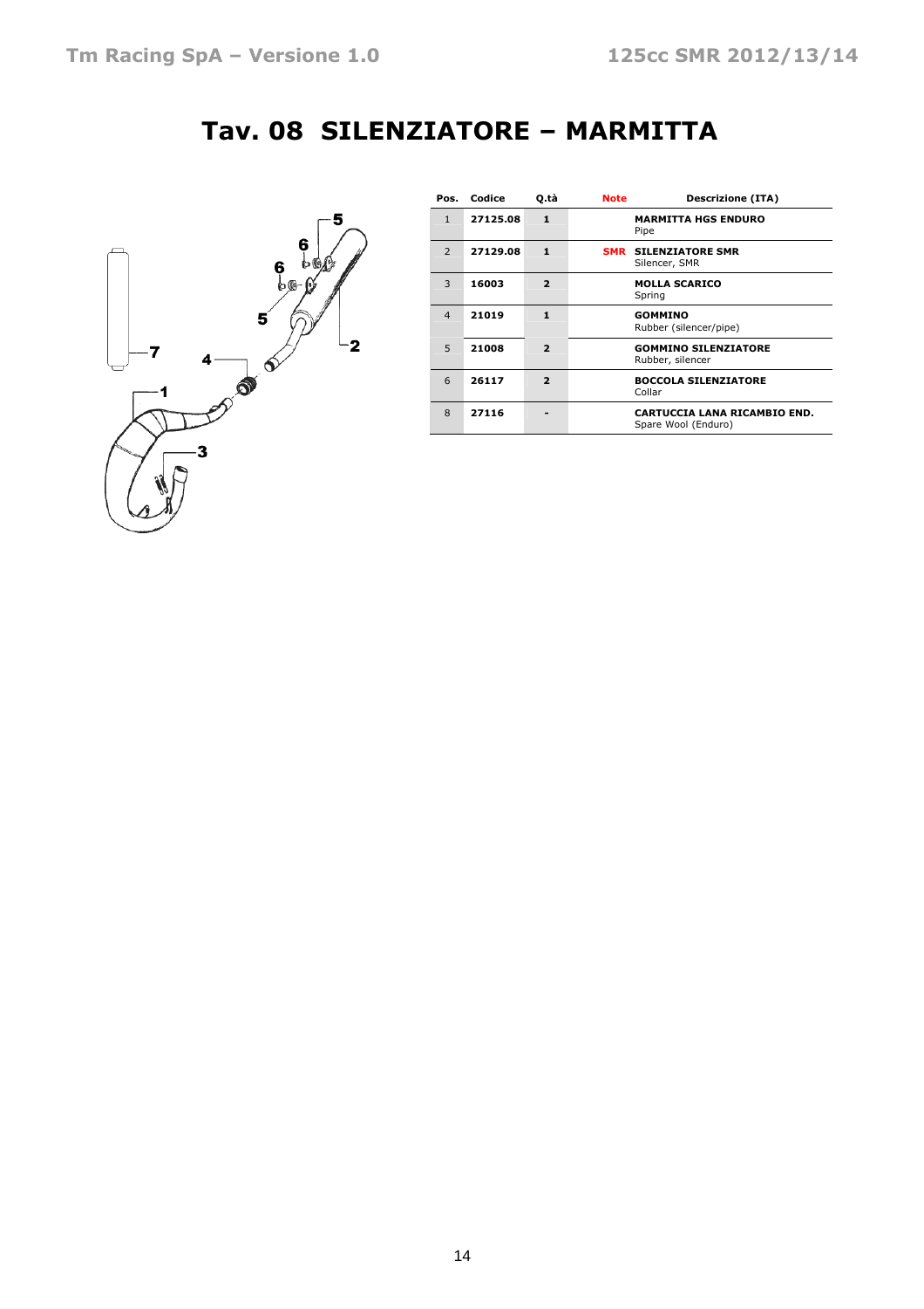# Tav. 08 SILENZIATORE – MARMITTA

| Pos. | Codice | Q.tà | Note | Descrizione (ITA) |
|---|---|---|---|---|
| 1 | **27125.08** | **1** | | **MARMITTA HGS ENDURO**<br>Pipe |
| 2 | **27129.08** | **1** | **SMR** | **SILENZIATORE SMR**<br>Silencer, SMR |
| 3 | **16003** | **2** | | **MOLLA SCARICO**<br>Spring |
| 4 | **21019** | **1** | | **GOMMINO**<br>Rubber (silencer/pipe) |
| 5 | **21008** | **2** | | **GOMMINO SILENZIATORE**<br>Rubber, silencer |
| 6 | **26117** | **2** | | **BOCCOLA SILENZIATORE**<br>Collar |
| 8 | **27116** | **-** | | **CARTUCCIA LANA RICAMBIO END.**<br>Spare Wool (Enduro) |